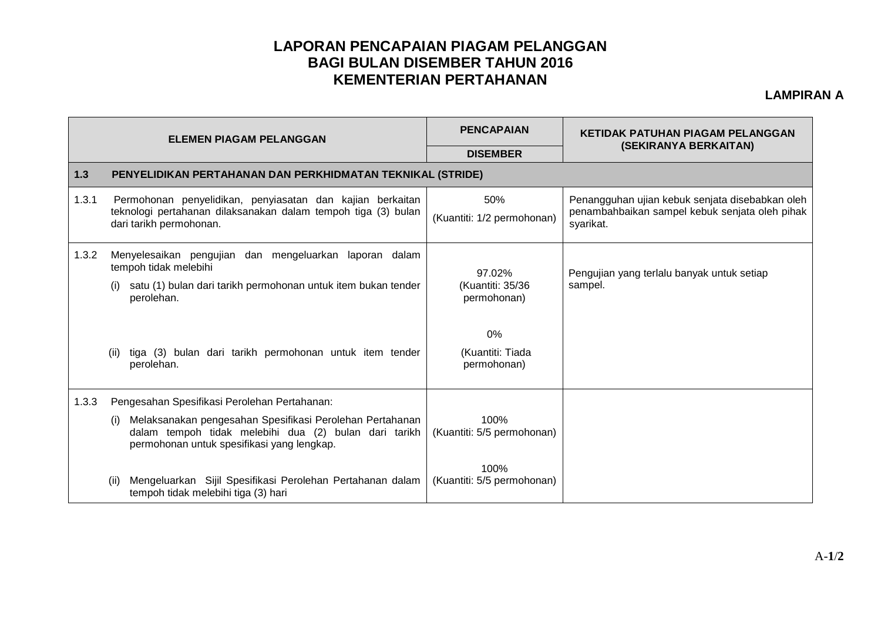# LAPORAN PENCAPAIAN PIAGAM PELANGGAN
# BAGI BULAN DISEMBER TAHUN 2016
# KEMENTERIAN PERTAHANAN

**LAMPIRAN A**

| ELEMEN PIAGAM PELANGGAN | | PENCAPAIAN | KETIDAK PATUHAN PIAGAM PELANGGAN (SEKIRANYA BERKAITAN) |
|---|---|---|---|
| | | DISEMBER | |
| **1.3** | **PENYELIDIKAN PERTAHANAN DAN PERKHIDMATAN TEKNIKAL (STRIDE)** | | |
| 1.3.1 | Permohonan penyelidikan, penyiasatan dan kajian berkaitan teknologi pertahanan dilaksanakan dalam tempoh tiga (3) bulan dari tarikh permohonan. | 50% (Kuantiti: 1/2 permohonan) | Penangguhan ujian kebuk senjata disebabkan oleh penambahbaikan sampel kebuk senjata oleh pihak syarikat. |
| 1.3.2 | Menyelesaikan pengujian dan mengeluarkan laporan dalam tempoh tidak melebihi | | |
| | (i) satu (1) bulan dari tarikh permohonan untuk item bukan tender perolehan. | 97.02% (Kuantiti: 35/36 permohonan) | Pengujian yang terlalu banyak untuk setiap sampel. |
| | (ii) tiga (3) bulan dari tarikh permohonan untuk item tender perolehan. | 0% (Kuantiti: Tiada permohonan) | |
| 1.3.3 | Pengesahan Spesifikasi Perolehan Pertahanan: | | |
| | (i) Melaksanakan pengesahan Spesifikasi Perolehan Pertahanan dalam tempoh tidak melebihi dua (2) bulan dari tarikh permohonan untuk spesifikasi yang lengkap. | 100% (Kuantiti: 5/5 permohonan) | |
| | (ii) Mengeluarkan Sijil Spesifikasi Perolehan Pertahanan dalam tempoh tidak melebihi tiga (3) hari | 100% (Kuantiti: 5/5 permohonan) | |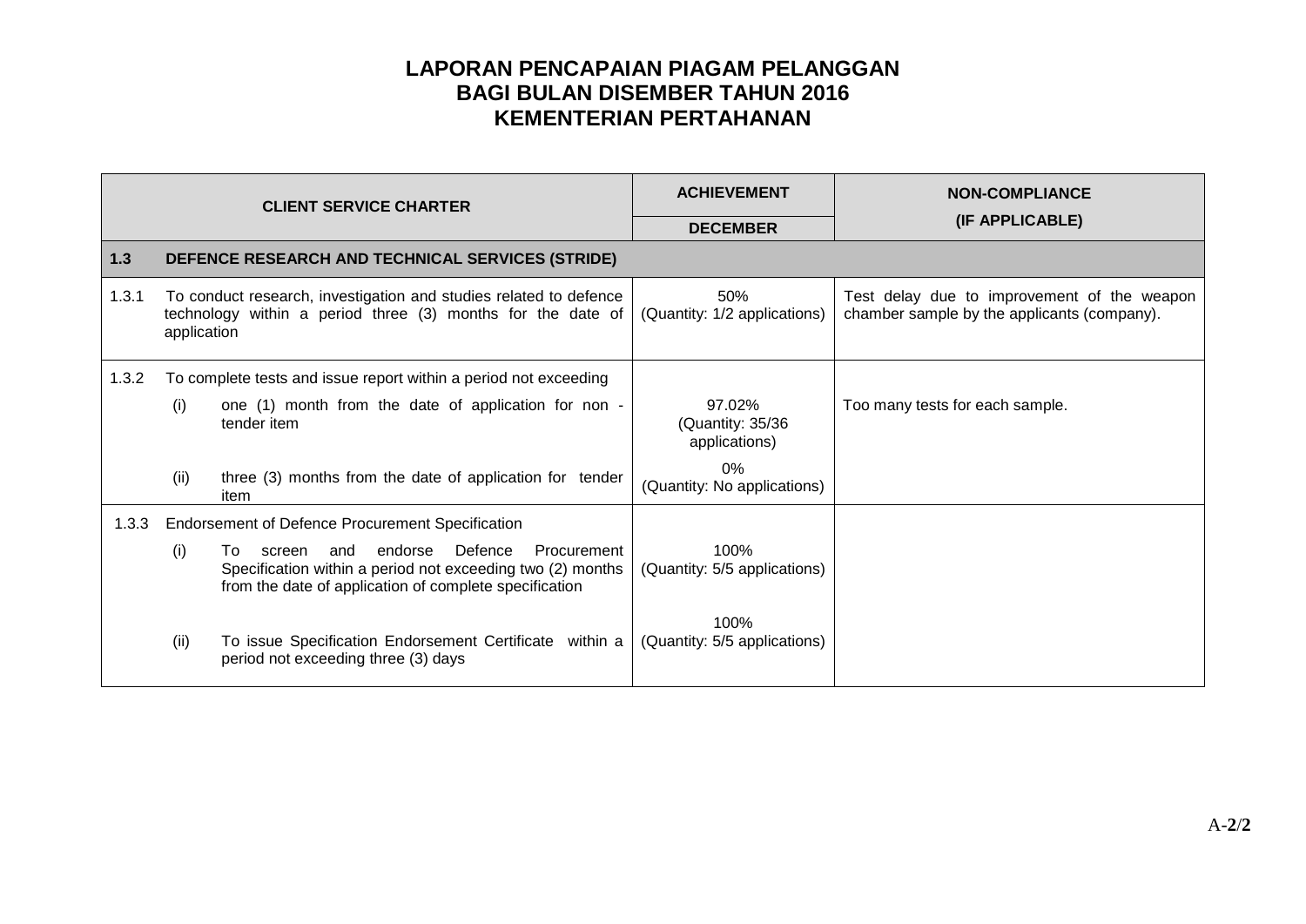# LAPORAN PENCAPAIAN PIAGAM PELANGGAN
# BAGI BULAN DISEMBER TAHUN 2016
# KEMENTERIAN PERTAHANAN

| CLIENT SERVICE CHARTER | | | ACHIEVEMENT | NON-COMPLIANCE |
|---|---|---|---|---|
| | | | DECEMBER | (IF APPLICABLE) |
| **1.3** | **DEFENCE RESEARCH AND TECHNICAL SERVICES (STRIDE)** | | | |
| 1.3.1 | To conduct research, investigation and studies related to defence technology within a period three (3) months for the date of application | | 50% (Quantity: 1/2 applications) | Test delay due to improvement of the weapon chamber sample by the applicants (company). |
| 1.3.2 | To complete tests and issue report within a period not exceeding | | | |
| | (i) | one (1) month from the date of application for non - tender item | 97.02% (Quantity: 35/36 applications) | Too many tests for each sample. |
| | (ii) | three (3) months from the date of application for tender item | 0% (Quantity: No applications) | |
| 1.3.3 | Endorsement of Defence Procurement Specification | | | |
| | (i) | To screen and endorse Defence Procurement Specification within a period not exceeding two (2) months from the date of application of complete specification | 100% (Quantity: 5/5 applications) | |
| | (ii) | To issue Specification Endorsement Certificate within a period not exceeding three (3) days | 100% (Quantity: 5/5 applications) | |